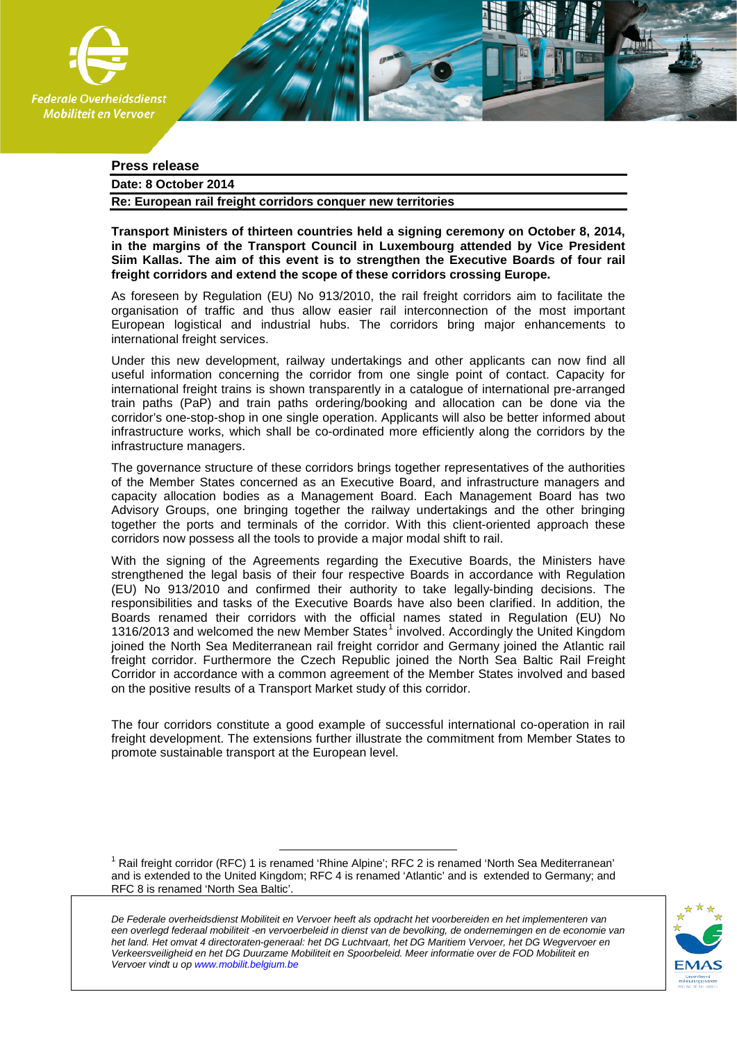Federale Overheidsdienst Mobiliteit en Vervoer

**Press release**

**Date: 8 October 2014**

**Re: European rail freight corridors conquer new territories**

**Transport Ministers of thirteen countries held a signing ceremony on October 8, 2014, in the margins of the Transport Council in Luxembourg attended by Vice President Siim Kallas. The aim of this event is to strengthen the Executive Boards of four rail freight corridors and extend the scope of these corridors crossing Europe.**

As foreseen by Regulation (EU) No 913/2010, the rail freight corridors aim to facilitate the organisation of traffic and thus allow easier rail interconnection of the most important European logistical and industrial hubs. The corridors bring major enhancements to international freight services.

Under this new development, railway undertakings and other applicants can now find all useful information concerning the corridor from one single point of contact. Capacity for international freight trains is shown transparently in a catalogue of international pre-arranged train paths (PaP) and train paths ordering/booking and allocation can be done via the corridor's one-stop-shop in one single operation. Applicants will also be better informed about infrastructure works, which shall be co-ordinated more efficiently along the corridors by the infrastructure managers.

The governance structure of these corridors brings together representatives of the authorities of the Member States concerned as an Executive Board, and infrastructure managers and capacity allocation bodies as a Management Board. Each Management Board has two Advisory Groups, one bringing together the railway undertakings and the other bringing together the ports and terminals of the corridor. With this client-oriented approach these corridors now possess all the tools to provide a major modal shift to rail.

With the signing of the Agreements regarding the Executive Boards, the Ministers have strengthened the legal basis of their four respective Boards in accordance with Regulation (EU) No 913/2010 and confirmed their authority to take legally-binding decisions. The responsibilities and tasks of the Executive Boards have also been clarified. In addition, the Boards renamed their corridors with the official names stated in Regulation (EU) No 1316/2013 and welcomed the new Member States[1] involved. Accordingly the United Kingdom joined the North Sea Mediterranean rail freight corridor and Germany joined the Atlantic rail freight corridor. Furthermore the Czech Republic joined the North Sea Baltic Rail Freight Corridor in accordance with a common agreement of the Member States involved and based on the positive results of a Transport Market study of this corridor.

The four corridors constitute a good example of successful international co-operation in rail freight development. The extensions further illustrate the commitment from Member States to promote sustainable transport at the European level.

[1] Rail freight corridor (RFC) 1 is renamed 'Rhine Alpine'; RFC 2 is renamed 'North Sea Mediterranean' and is extended to the United Kingdom; RFC 4 is renamed 'Atlantic' and is extended to Germany; and RFC 8 is renamed 'North Sea Baltic'.

*De Federale overheidsdienst Mobiliteit en Vervoer heeft als opdracht het voorbereiden en het implementeren van een overlegd federaal mobiliteit -en vervoerbeleid in dienst van de bevolking, de ondernemingen en de economie van het land. Het omvat 4 directoraten-generaal: het DG Luchtvaart, het DG Maritiem Vervoer, het DG Wegvervoer en Verkeersveiligheid en het DG Duurzame Mobiliteit en Spoorbeleid. Meer informatie over de FOD Mobiliteit en Vervoer vindt u op www.mobilit.belgium.be*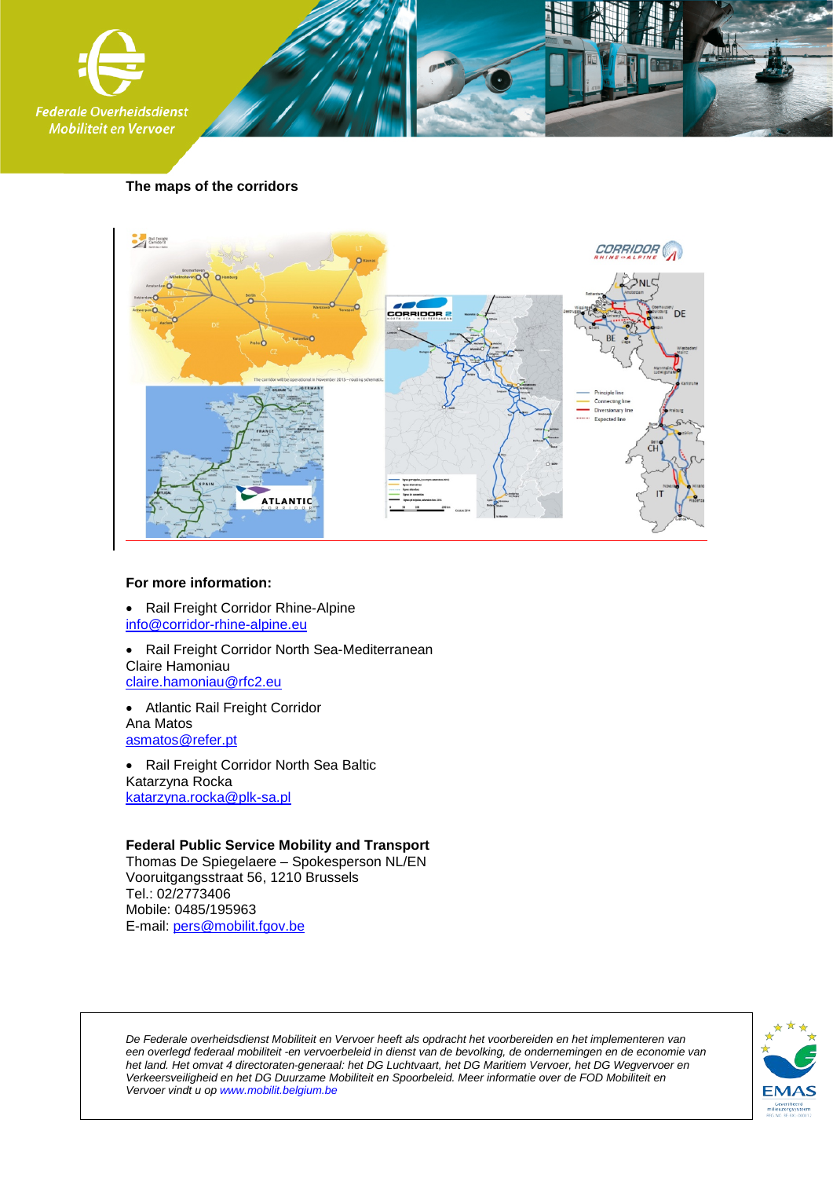## The maps of the corridors

## For more information:

- Rail Freight Corridor Rhine-Alpine

info@corridor-rhine-alpine.eu

- Rail Freight Corridor North Sea-Mediterranean

Claire Hamoniau
claire.hamoniau@rfc2.eu

- Atlantic Rail Freight Corridor

Ana Matos
asmatos@refer.pt

- Rail Freight Corridor North Sea Baltic

Katarzyna Rocka
katarzyna.rocka@plk-sa.pl

**Federal Public Service Mobility and Transport**
Thomas De Spiegelaere – Spokesperson NL/EN
Vooruitgangsstraat 56, 1210 Brussels
Tel.: 02/2773406
Mobile: 0485/195963
E-mail: pers@mobilit.fgov.be

*De Federale overheidsdienst Mobiliteit en Vervoer heeft als opdracht het voorbereiden en het implementeren van een overlegd federaal mobiliteit -en vervoerbeleid in dienst van de bevolking, de ondernemingen en de economie van het land. Het omvat 4 directoraten-generaal: het DG Luchtvaart, het DG Maritiem Vervoer, het DG Wegvervoer en Verkeersveiligheid en het DG Duurzame Mobiliteit en Spoorbeleid. Meer informatie over de FOD Mobiliteit en Vervoer vindt u op www.mobilit.belgium.be*